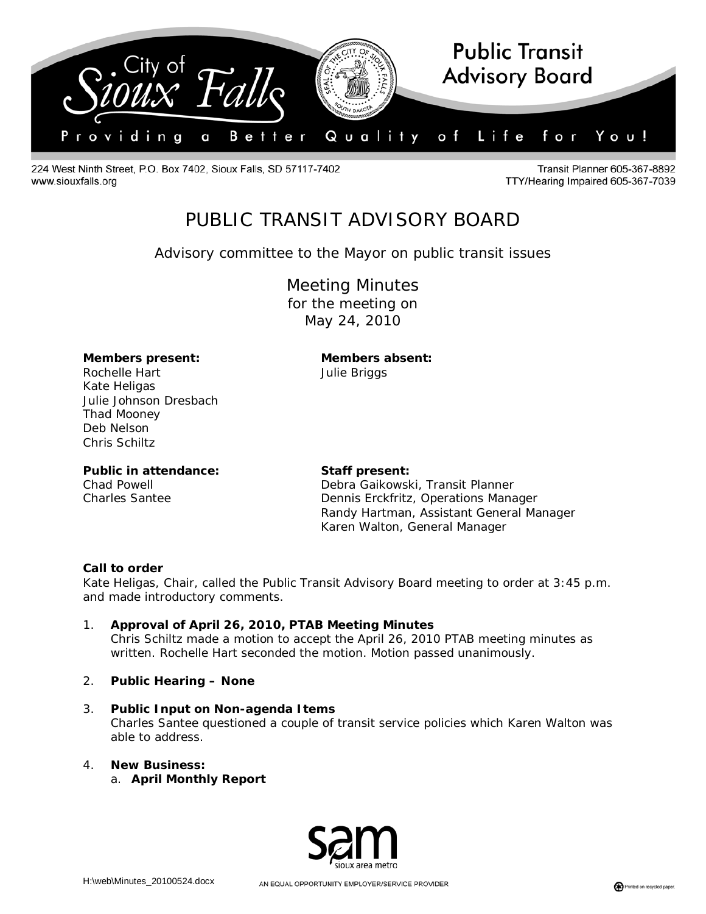City of Sioux Falls — Public Transit Advisory Board

Providing a Better Quality of Life for You!

224 West Ninth Street, P.O. Box 7402, Sioux Falls, SD 57117-7402
www.siouxfalls.org

Transit Planner 605-367-8892
TTY/Hearing Impaired 605-367-7039

# PUBLIC TRANSIT ADVISORY BOARD

Advisory committee to the Mayor on public transit issues

## Meeting Minutes
for the meeting on
May 24, 2010

**Members present:**
Rochelle Hart
Kate Heligas
Julie Johnson Dresbach
Thad Mooney
Deb Nelson
Chris Schiltz

**Members absent:**
Julie Briggs

**Public in attendance:**
Chad Powell
Charles Santee

**Staff present:**
Debra Gaikowski, Transit Planner
Dennis Erckfritz, Operations Manager
Randy Hartman, Assistant General Manager
Karen Walton, General Manager

**Call to order**
Kate Heligas, Chair, called the Public Transit Advisory Board meeting to order at 3:45 p.m. and made introductory comments.

1. **Approval of April 26, 2010, PTAB Meeting Minutes**
   Chris Schiltz made a motion to accept the April 26, 2010 PTAB meeting minutes as written. Rochelle Hart seconded the motion. Motion passed unanimously.

2. **Public Hearing – None**

3. **Public Input on Non-agenda Items**
   Charles Santee questioned a couple of transit service policies which Karen Walton was able to address.

4. **New Business:**
   a. **April Monthly Report**

sam sioux area metro

H:\web\Minutes_20100524.docx

AN EQUAL OPPORTUNITY EMPLOYER/SERVICE PROVIDER

Printed on recycled paper.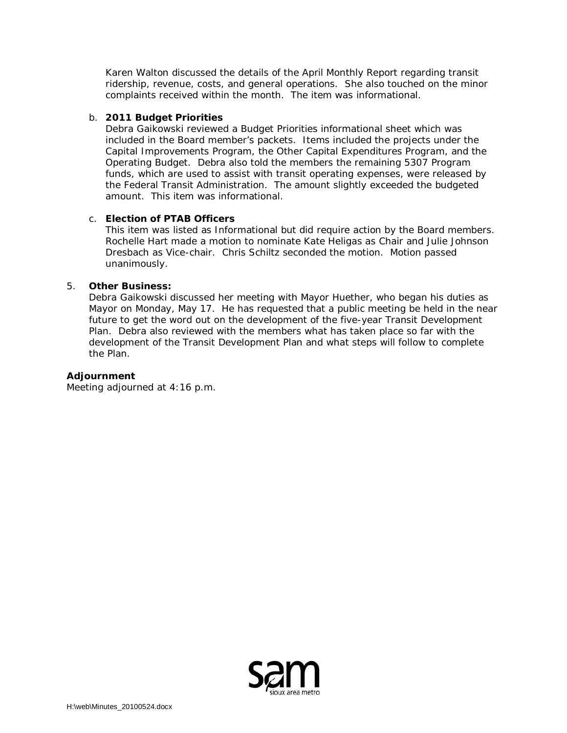Karen Walton discussed the details of the April Monthly Report regarding transit ridership, revenue, costs, and general operations. She also touched on the minor complaints received within the month. The item was informational.

b. **2011 Budget Priorities**
Debra Gaikowski reviewed a Budget Priorities informational sheet which was included in the Board member's packets. Items included the projects under the Capital Improvements Program, the Other Capital Expenditures Program, and the Operating Budget. Debra also told the members the remaining 5307 Program funds, which are used to assist with transit operating expenses, were released by the Federal Transit Administration. The amount slightly exceeded the budgeted amount. This item was informational.

c. **Election of PTAB Officers**
This item was listed as Informational but did require action by the Board members. Rochelle Hart made a motion to nominate Kate Heligas as Chair and Julie Johnson Dresbach as Vice-chair. Chris Schiltz seconded the motion. Motion passed unanimously.

5. **Other Business:**
Debra Gaikowski discussed her meeting with Mayor Huether, who began his duties as Mayor on Monday, May 17. He has requested that a public meeting be held in the near future to get the word out on the development of the five-year Transit Development Plan. Debra also reviewed with the members what has taken place so far with the development of the Transit Development Plan and what steps will follow to complete the Plan.

**Adjournment**
Meeting adjourned at 4:16 p.m.